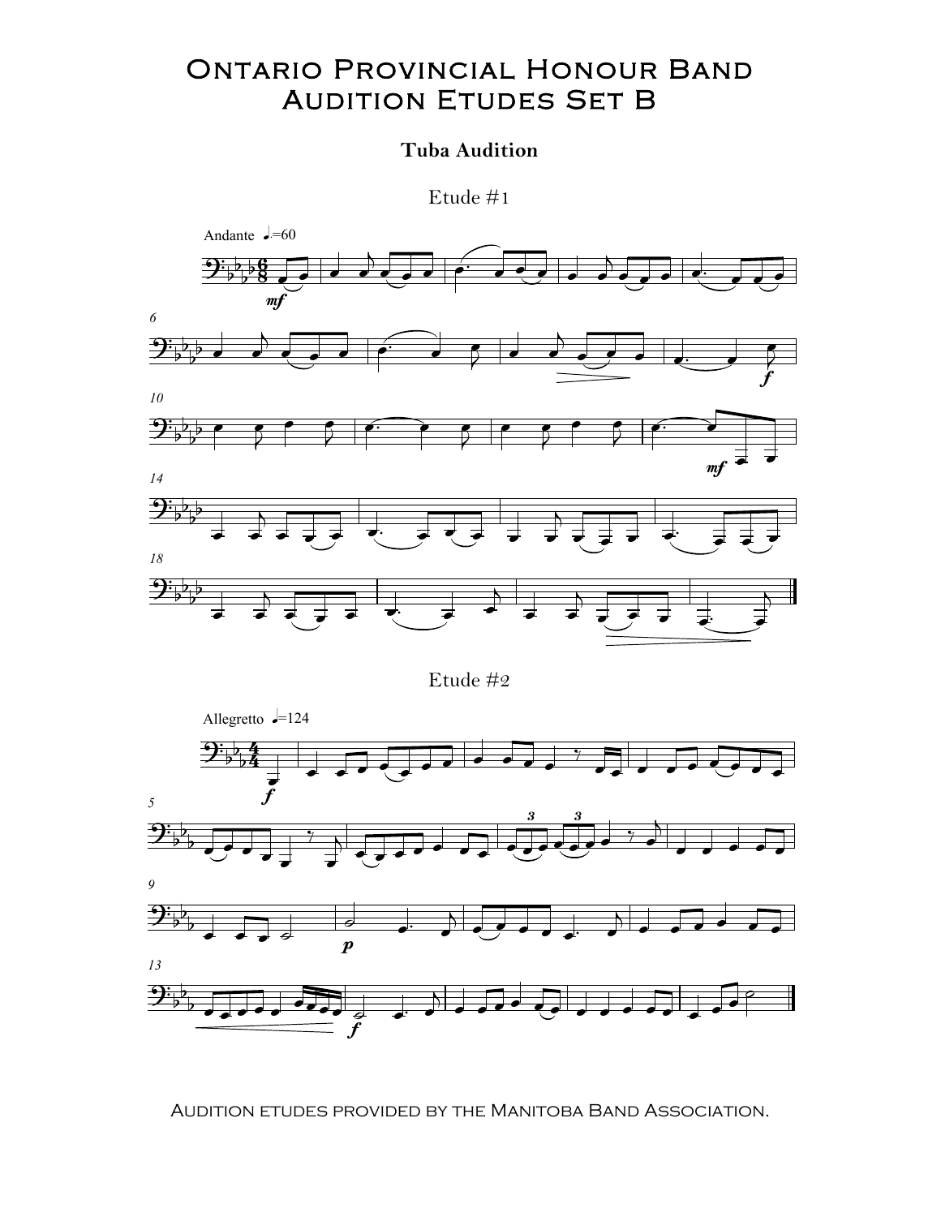# Ontario Provincial Honour Band
# Audition Etudes Set B

## Tuba Audition

### Etude #1

### Etude #2

Audition etudes provided by the Manitoba Band Association.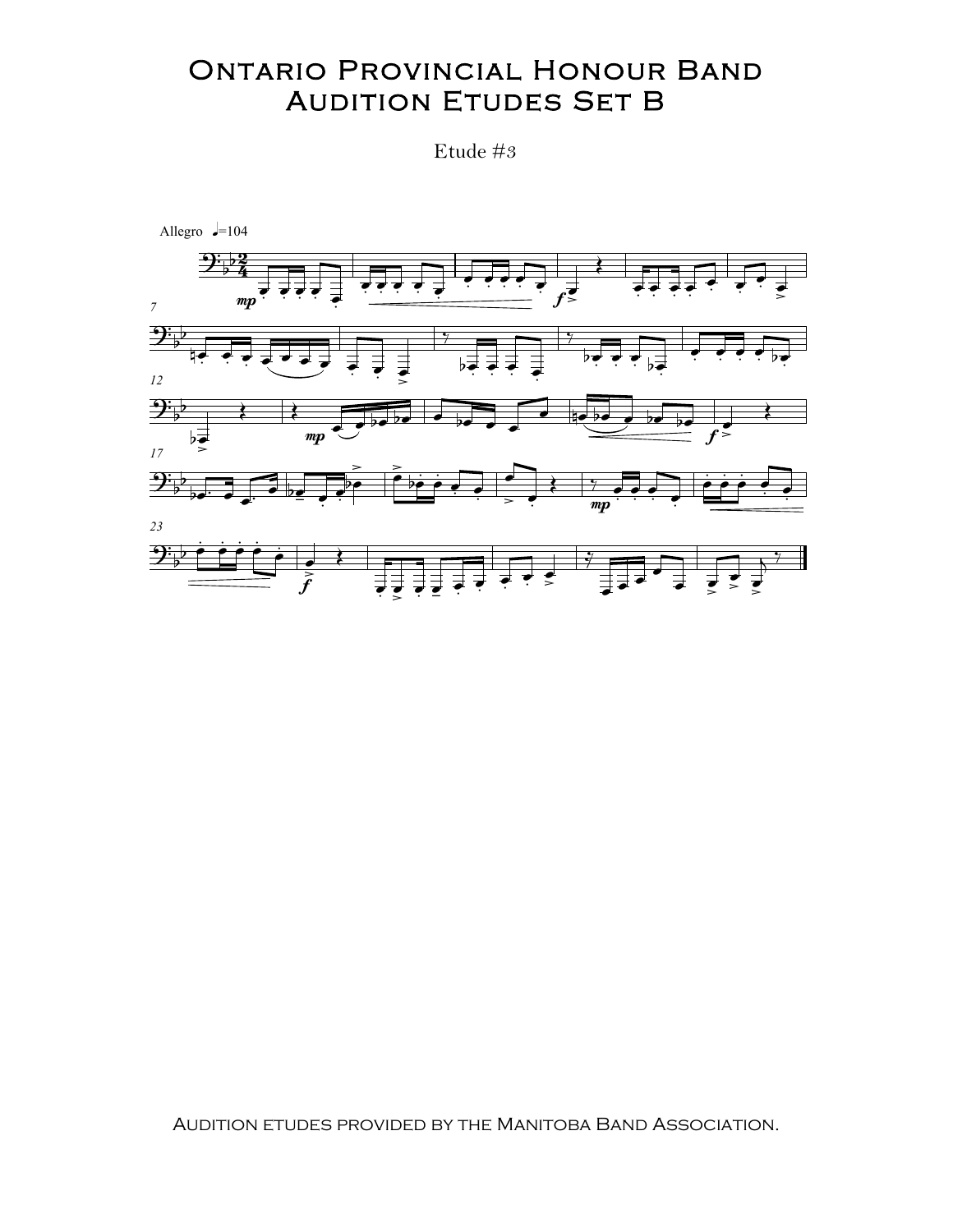# Ontario Provincial Honour Band Audition Etudes Set B

Etude #3

Allegro ♩=104

Audition etudes provided by the Manitoba Band Association.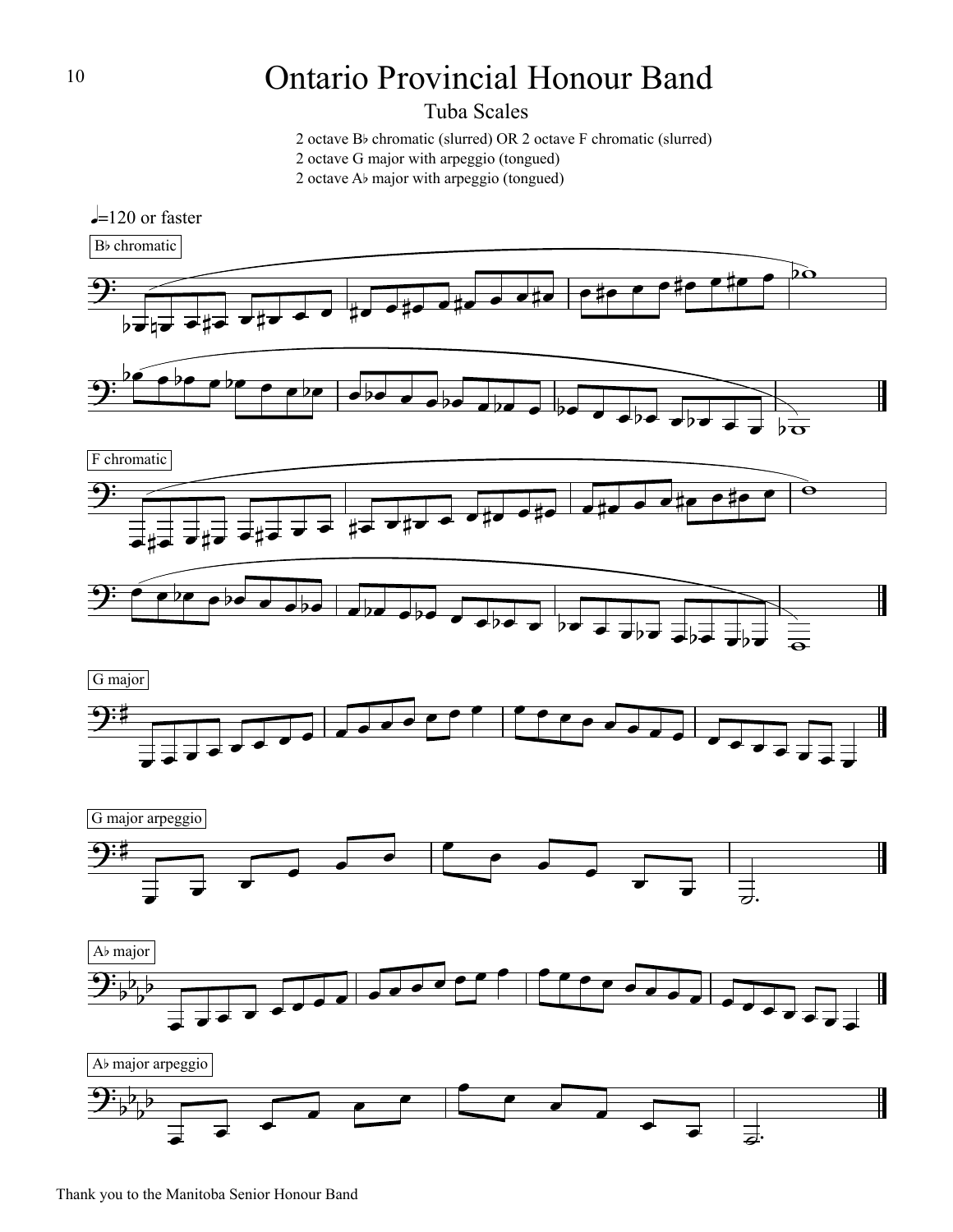# Ontario Provincial Honour Band

## Tuba Scales

2 octave B♭ chromatic (slurred) OR 2 octave F chromatic (slurred)
2 octave G major with arpeggio (tongued)
2 octave A♭ major with arpeggio (tongued)

♩=120 or faster

B♭ chromatic

F chromatic

G major

G major arpeggio

A♭ major

A♭ major arpeggio

Thank you to the Manitoba Senior Honour Band